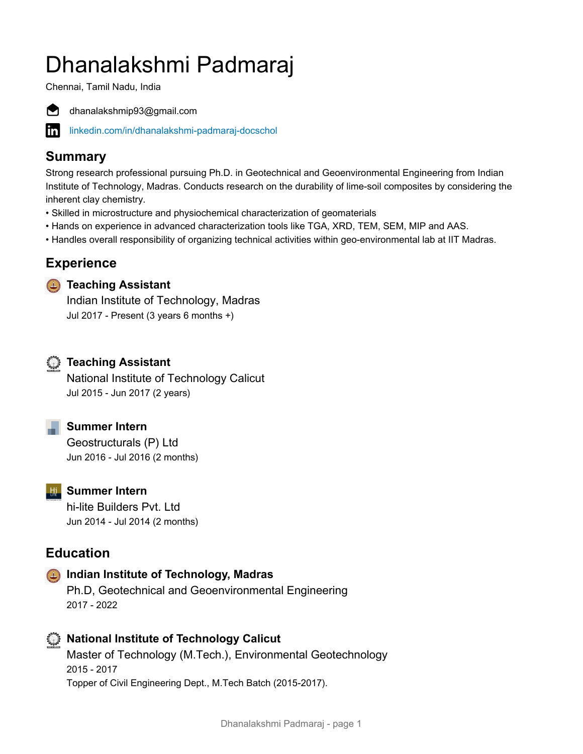# Dhanalakshmi Padmaraj

Chennai, Tamil Nadu, India

dhanalakshmip93@gmail.com

linkedin.com/in/dhanalakshmi-padmaraj-docschol

## Summary

Strong research professional pursuing Ph.D. in Geotechnical and Geoenvironmental Engineering from Indian Institute of Technology, Madras. Conducts research on the durability of lime-soil composites by considering the inherent clay chemistry.

• Skilled in microstructure and physiochemical characterization of geomaterials
• Hands on experience in advanced characterization tools like TGA, XRD, TEM, SEM, MIP and AAS.
• Handles overall responsibility of organizing technical activities within geo-environmental lab at IIT Madras.

## Experience

### Teaching Assistant
Indian Institute of Technology, Madras
Jul 2017 - Present (3 years 6 months +)

### Teaching Assistant
National Institute of Technology Calicut
Jul 2015 - Jun 2017 (2 years)

### Summer Intern
Geostructurals (P) Ltd
Jun 2016 - Jul 2016 (2 months)

### Summer Intern
hi-lite Builders Pvt. Ltd
Jun 2014 - Jul 2014 (2 months)

## Education

### Indian Institute of Technology, Madras
Ph.D, Geotechnical and Geoenvironmental Engineering
2017 - 2022

### National Institute of Technology Calicut
Master of Technology (M.Tech.), Environmental Geotechnology
2015 - 2017
Topper of Civil Engineering Dept., M.Tech Batch (2015-2017).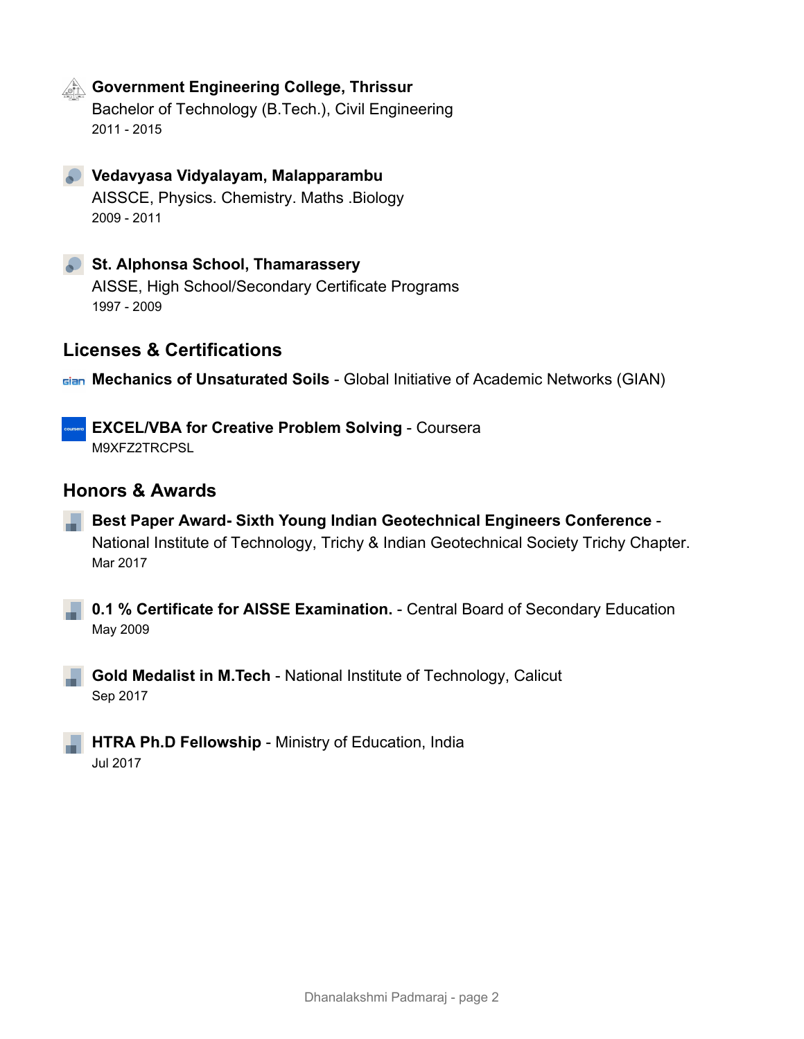**Government Engineering College, Thrissur**
Bachelor of Technology (B.Tech.), Civil Engineering
2011 - 2015

**Vedavyasa Vidyalayam, Malapparambu**
AISSCE, Physics. Chemistry. Maths .Biology
2009 - 2011

**St. Alphonsa School, Thamarassery**
AISSE, High School/Secondary Certificate Programs
1997 - 2009

## Licenses & Certifications

**Mechanics of Unsaturated Soils** - Global Initiative of Academic Networks (GIAN)

**EXCEL/VBA for Creative Problem Solving** - Coursera
M9XFZ2TRCPSL

## Honors & Awards

**Best Paper Award- Sixth Young Indian Geotechnical Engineers Conference** - National Institute of Technology, Trichy & Indian Geotechnical Society Trichy Chapter.
Mar 2017

**0.1 % Certificate for AISSE Examination.** - Central Board of Secondary Education
May 2009

**Gold Medalist in M.Tech** - National Institute of Technology, Calicut
Sep 2017

**HTRA Ph.D Fellowship** - Ministry of Education, India
Jul 2017